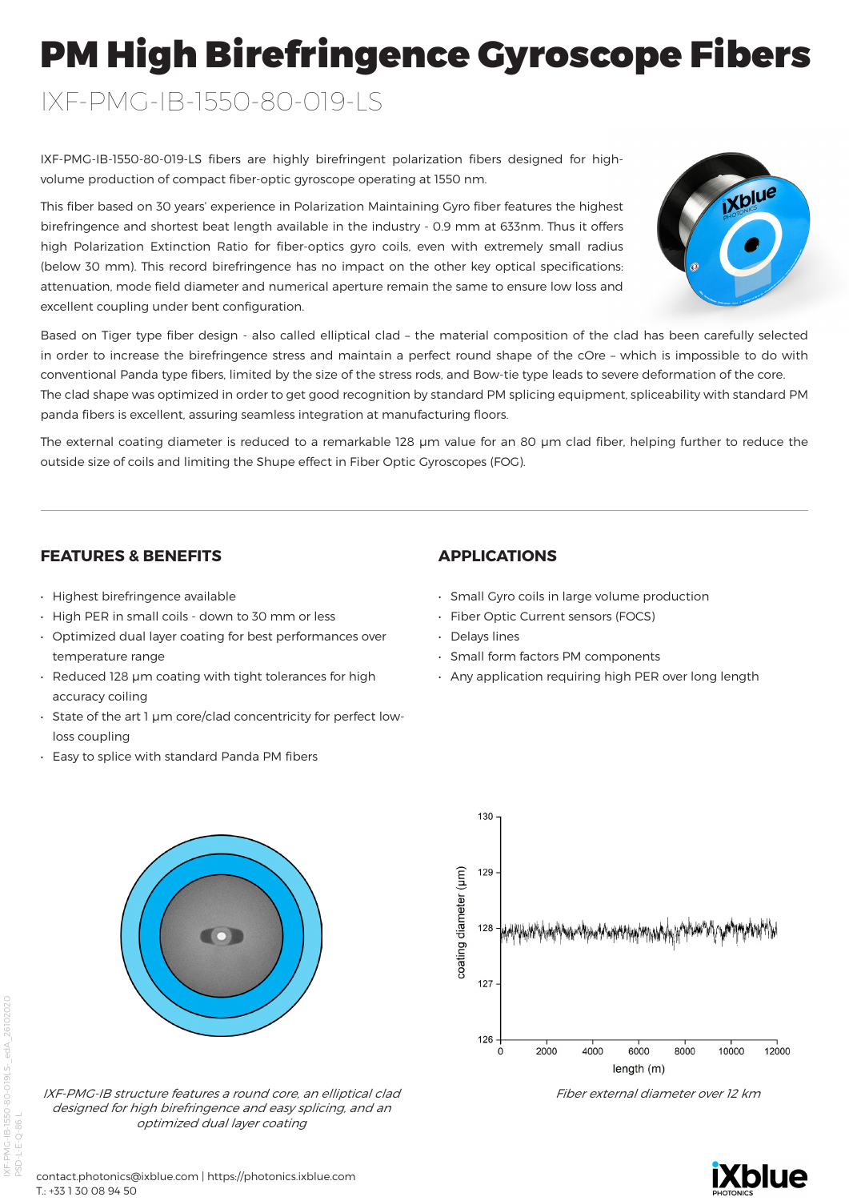# PM High Birefringence Gyroscope Fibers

## IXF-PMG-IB-1550-80-019-LS

IXF-PMG-IB-1550-80-019-LS fibers are highly birefringent polarization fibers designed for high-volume production of compact fiber-optic gyroscope operating at 1550 nm.

This fiber based on 30 years' experience in Polarization Maintaining Gyro fiber features the highest birefringence and shortest beat length available in the industry - 0.9 mm at 633nm. Thus it offers high Polarization Extinction Ratio for fiber-optics gyro coils, even with extremely small radius (below 30 mm). This record birefringence has no impact on the other key optical specifications: attenuation, mode field diameter and numerical aperture remain the same to ensure low loss and excellent coupling under bent configuration.

Based on Tiger type fiber design - also called elliptical clad – the material composition of the clad has been carefully selected in order to increase the birefringence stress and maintain a perfect round shape of the cOre – which is impossible to do with conventional Panda type fibers, limited by the size of the stress rods, and Bow-tie type leads to severe deformation of the core. The clad shape was optimized in order to get good recognition by standard PM splicing equipment, spliceability with standard PM panda fibers is excellent, assuring seamless integration at manufacturing floors.

The external coating diameter is reduced to a remarkable 128 µm value for an 80 µm clad fiber, helping further to reduce the outside size of coils and limiting the Shupe effect in Fiber Optic Gyroscopes (FOG).

## FEATURES & BENEFITS

- Highest birefringence available
- High PER in small coils - down to 30 mm or less
- Optimized dual layer coating for best performances over temperature range
- Reduced 128 µm coating with tight tolerances for high accuracy coiling
- State of the art 1 µm core/clad concentricity for perfect low-loss coupling
- Easy to splice with standard Panda PM fibers

## APPLICATIONS

- Small Gyro coils in large volume production
- Fiber Optic Current sensors (FOCS)
- Delays lines
- Small form factors PM components
- Any application requiring high PER over long length

*IXF-PMG-IB structure features a round core, an elliptical clad designed for high birefringence and easy splicing, and an optimized dual layer coating*

*Fiber external diameter over 12 km*

contact.photonics@ixblue.com | https://photonics.ixblue.com
T.: +33 1 30 08 94 50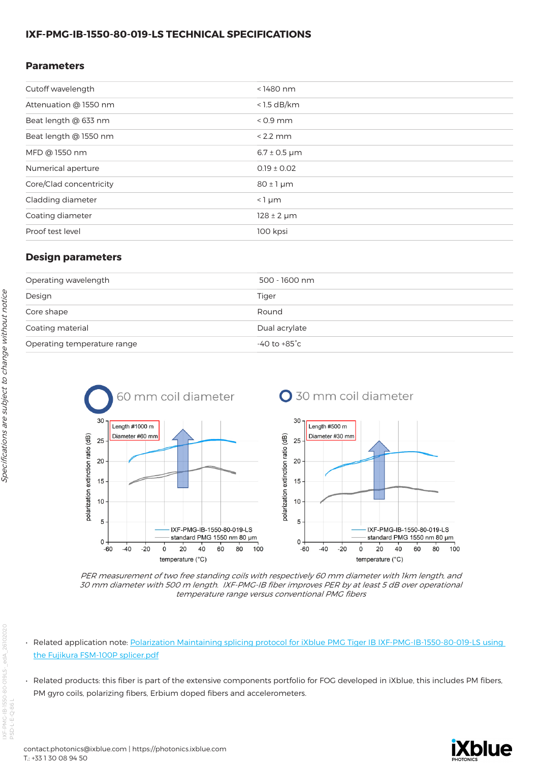# IXF-PMG-IB-1550-80-019-LS TECHNICAL SPECIFICATIONS

## Parameters

| | |
|---|---|
| Cutoff wavelength | < 1480 nm |
| Attenuation @ 1550 nm | < 1.5 dB/km |
| Beat length @ 633 nm | < 0.9 mm |
| Beat length @ 1550 nm | < 2.2 mm |
| MFD @ 1550 nm | 6.7 ± 0.5 µm |
| Numerical aperture | 0.19 ± 0.02 |
| Core/Clad concentricity | 80 ± 1 µm |
| Cladding diameter | < 1 µm |
| Coating diameter | 128 ± 2 µm |
| Proof test level | 100 kpsi |

## Design parameters

| | |
|---|---|
| Operating wavelength | 500 - 1600 nm |
| Design | Tiger |
| Core shape | Round |
| Coating material | Dual acrylate |
| Operating temperature range | -40 to +85˚c |

60 mm coil diameter

Length #1000 m
Diameter #60 mm

polarization extinction ratio (dB)

30
25
20
15
10
5
0

-60 -40 -20 0 20 40 60 80 100

temperature (°C)

IXF-PMG-IB-1550-80-019-LS
standard PMG 1550 nm 80 µm

30 mm coil diameter

Length #500 m
Diameter #30 mm

polarization extinction ratio (dB)

30
25
20
15
10
5
0

-60 -40 -20 0 20 40 60 80 100

temperature (°C)

IXF-PMG-IB-1550-80-019-LS
standard PMG 1550 nm 80 µm

*PER measurement of two free standing coils with respectively 60 mm diameter with 1km length, and 30 mm diameter with 500 m length. IXF-PMG-IB fiber improves PER by at least 5 dB over operational temperature range versus conventional PMG fibers*

- Related application note: Polarization Maintaining splicing protocol for iXblue PMG Tiger IB IXF-PMG-IB-1550-80-019-LS using the Fujikura FSM-100P splicer.pdf

- Related products: this fiber is part of the extensive components portfolio for FOG developed in iXblue, this includes PM fibers, PM gyro coils, polarizing fibers, Erbium doped fibers and accelerometers.

contact.photonics@ixblue.com | https://photonics.ixblue.com
T.: +33 1 30 08 94 50